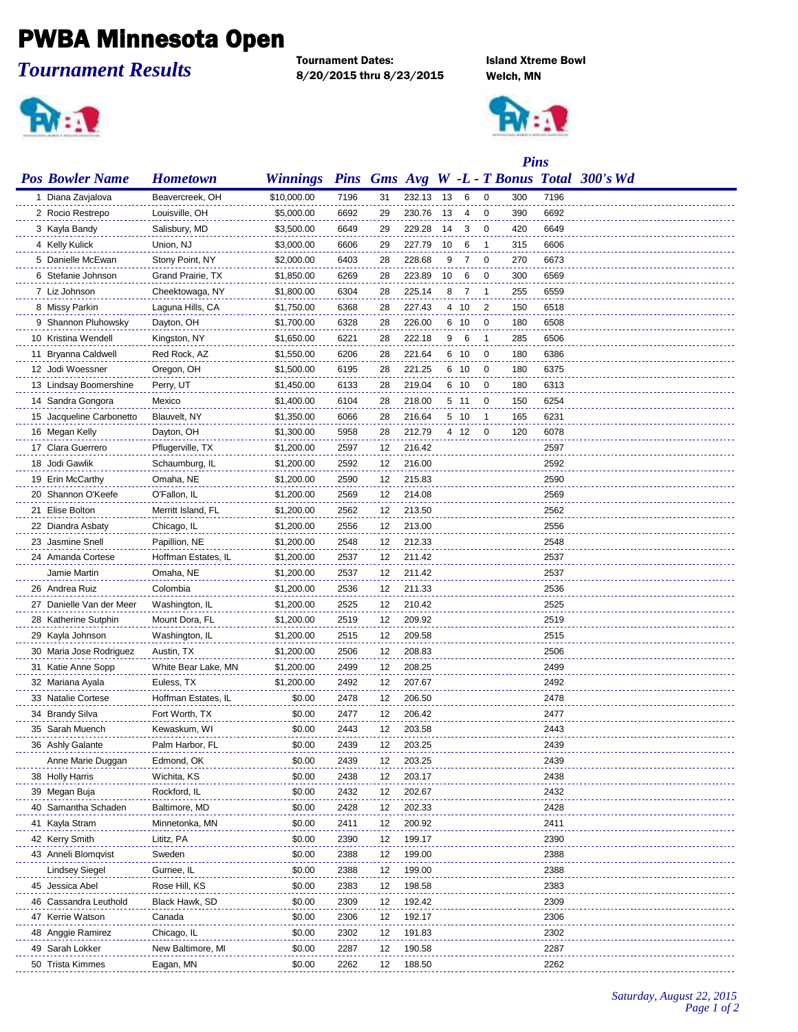# PWBA Minnesota Open

## *Tournament Results*

**Tournament Dates:**
**8/20/2015 thru 8/23/2015**

**Island Xtreme Bowl**
**Welch, MN**

| Pos | Bowler Name | Hometown | Winnings | Pins | Gms | Avg | W | -L | - T | Bonus | Pins Total | 300's | Wd |
|---|---|---|---|---|---|---|---|---|---|---|---|---|---|
| 1 | Diana Zavjalova | Beavercreek, OH | $10,000.00 | 7196 | 31 | 232.13 | 13 | 6 | 0 | 300 | 7196 | | |
| 2 | Rocio Restrepo | Louisville, OH | $5,000.00 | 6692 | 29 | 230.76 | 13 | 4 | 0 | 390 | 6692 | | |
| 3 | Kayla Bandy | Salisbury, MD | $3,500.00 | 6649 | 29 | 229.28 | 14 | 3 | 0 | 420 | 6649 | | |
| 4 | Kelly Kulick | Union, NJ | $3,000.00 | 6606 | 29 | 227.79 | 10 | 6 | 1 | 315 | 6606 | | |
| 5 | Danielle McEwan | Stony Point, NY | $2,000.00 | 6403 | 28 | 228.68 | 9 | 7 | 0 | 270 | 6673 | | |
| 6 | Stefanie Johnson | Grand Prairie, TX | $1,850.00 | 6269 | 28 | 223.89 | 10 | 6 | 0 | 300 | 6569 | | |
| 7 | Liz Johnson | Cheektowaga, NY | $1,800.00 | 6304 | 28 | 225.14 | 8 | 7 | 1 | 255 | 6559 | | |
| 8 | Missy Parkin | Laguna Hills, CA | $1,750.00 | 6368 | 28 | 227.43 | 4 | 10 | 2 | 150 | 6518 | | |
| 9 | Shannon Pluhowsky | Dayton, OH | $1,700.00 | 6328 | 28 | 226.00 | 6 | 10 | 0 | 180 | 6508 | | |
| 10 | Kristina Wendell | Kingston, NY | $1,650.00 | 6221 | 28 | 222.18 | 9 | 6 | 1 | 285 | 6506 | | |
| 11 | Bryanna Caldwell | Red Rock, AZ | $1,550.00 | 6206 | 28 | 221.64 | 6 | 10 | 0 | 180 | 6386 | | |
| 12 | Jodi Woessner | Oregon, OH | $1,500.00 | 6195 | 28 | 221.25 | 6 | 10 | 0 | 180 | 6375 | | |
| 13 | Lindsay Boomershine | Perry, UT | $1,450.00 | 6133 | 28 | 219.04 | 6 | 10 | 0 | 180 | 6313 | | |
| 14 | Sandra Gongora | Mexico | $1,400.00 | 6104 | 28 | 218.00 | 5 | 11 | 0 | 150 | 6254 | | |
| 15 | Jacqueline Carbonetto | Blauvelt, NY | $1,350.00 | 6066 | 28 | 216.64 | 5 | 10 | 1 | 165 | 6231 | | |
| 16 | Megan Kelly | Dayton, OH | $1,300.00 | 5958 | 28 | 212.79 | 4 | 12 | 0 | 120 | 6078 | | |
| 17 | Clara Guerrero | Pflugerville, TX | $1,200.00 | 2597 | 12 | 216.42 | | | | | 2597 | | |
| 18 | Jodi Gawlik | Schaumburg, IL | $1,200.00 | 2592 | 12 | 216.00 | | | | | 2592 | | |
| 19 | Erin McCarthy | Omaha, NE | $1,200.00 | 2590 | 12 | 215.83 | | | | | 2590 | | |
| 20 | Shannon O'Keefe | O'Fallon, IL | $1,200.00 | 2569 | 12 | 214.08 | | | | | 2569 | | |
| 21 | Elise Bolton | Merritt Island, FL | $1,200.00 | 2562 | 12 | 213.50 | | | | | 2562 | | |
| 22 | Diandra Asbaty | Chicago, IL | $1,200.00 | 2556 | 12 | 213.00 | | | | | 2556 | | |
| 23 | Jasmine Snell | Papillion, NE | $1,200.00 | 2548 | 12 | 212.33 | | | | | 2548 | | |
| 24 | Amanda Cortese | Hoffman Estates, IL | $1,200.00 | 2537 | 12 | 211.42 | | | | | 2537 | | |
| | Jamie Martin | Omaha, NE | $1,200.00 | 2537 | 12 | 211.42 | | | | | 2537 | | |
| 26 | Andrea Ruiz | Colombia | $1,200.00 | 2536 | 12 | 211.33 | | | | | 2536 | | |
| 27 | Danielle Van der Meer | Washington, IL | $1,200.00 | 2525 | 12 | 210.42 | | | | | 2525 | | |
| 28 | Katherine Sutphin | Mount Dora, FL | $1,200.00 | 2519 | 12 | 209.92 | | | | | 2519 | | |
| 29 | Kayla Johnson | Washington, IL | $1,200.00 | 2515 | 12 | 209.58 | | | | | 2515 | | |
| 30 | Maria Jose Rodriguez | Austin, TX | $1,200.00 | 2506 | 12 | 208.83 | | | | | 2506 | | |
| 31 | Katie Anne Sopp | White Bear Lake, MN | $1,200.00 | 2499 | 12 | 208.25 | | | | | 2499 | | |
| 32 | Mariana Ayala | Euless, TX | $1,200.00 | 2492 | 12 | 207.67 | | | | | 2492 | | |
| 33 | Natalie Cortese | Hoffman Estates, IL | $0.00 | 2478 | 12 | 206.50 | | | | | 2478 | | |
| 34 | Brandy Silva | Fort Worth, TX | $0.00 | 2477 | 12 | 206.42 | | | | | 2477 | | |
| 35 | Sarah Muench | Kewaskum, WI | $0.00 | 2443 | 12 | 203.58 | | | | | 2443 | | |
| 36 | Ashly Galante | Palm Harbor, FL | $0.00 | 2439 | 12 | 203.25 | | | | | 2439 | | |
| | Anne Marie Duggan | Edmond, OK | $0.00 | 2439 | 12 | 203.25 | | | | | 2439 | | |
| 38 | Holly Harris | Wichita, KS | $0.00 | 2438 | 12 | 203.17 | | | | | 2438 | | |
| 39 | Megan Buja | Rockford, IL | $0.00 | 2432 | 12 | 202.67 | | | | | 2432 | | |
| 40 | Samantha Schaden | Baltimore, MD | $0.00 | 2428 | 12 | 202.33 | | | | | 2428 | | |
| 41 | Kayla Stram | Minnetonka, MN | $0.00 | 2411 | 12 | 200.92 | | | | | 2411 | | |
| 42 | Kerry Smith | Lititz, PA | $0.00 | 2390 | 12 | 199.17 | | | | | 2390 | | |
| 43 | Anneli Blomqvist | Sweden | $0.00 | 2388 | 12 | 199.00 | | | | | 2388 | | |
| | Lindsey Siegel | Gurnee, IL | $0.00 | 2388 | 12 | 199.00 | | | | | 2388 | | |
| 45 | Jessica Abel | Rose Hill, KS | $0.00 | 2383 | 12 | 198.58 | | | | | 2383 | | |
| 46 | Cassandra Leuthold | Black Hawk, SD | $0.00 | 2309 | 12 | 192.42 | | | | | 2309 | | |
| 47 | Kerrie Watson | Canada | $0.00 | 2306 | 12 | 192.17 | | | | | 2306 | | |
| 48 | Anggie Ramirez | Chicago, IL | $0.00 | 2302 | 12 | 191.83 | | | | | 2302 | | |
| 49 | Sarah Lokker | New Baltimore, MI | $0.00 | 2287 | 12 | 190.58 | | | | | 2287 | | |
| 50 | Trista Kimmes | Eagan, MN | $0.00 | 2262 | 12 | 188.50 | | | | | 2262 | | |

*Saturday, August 22, 2015*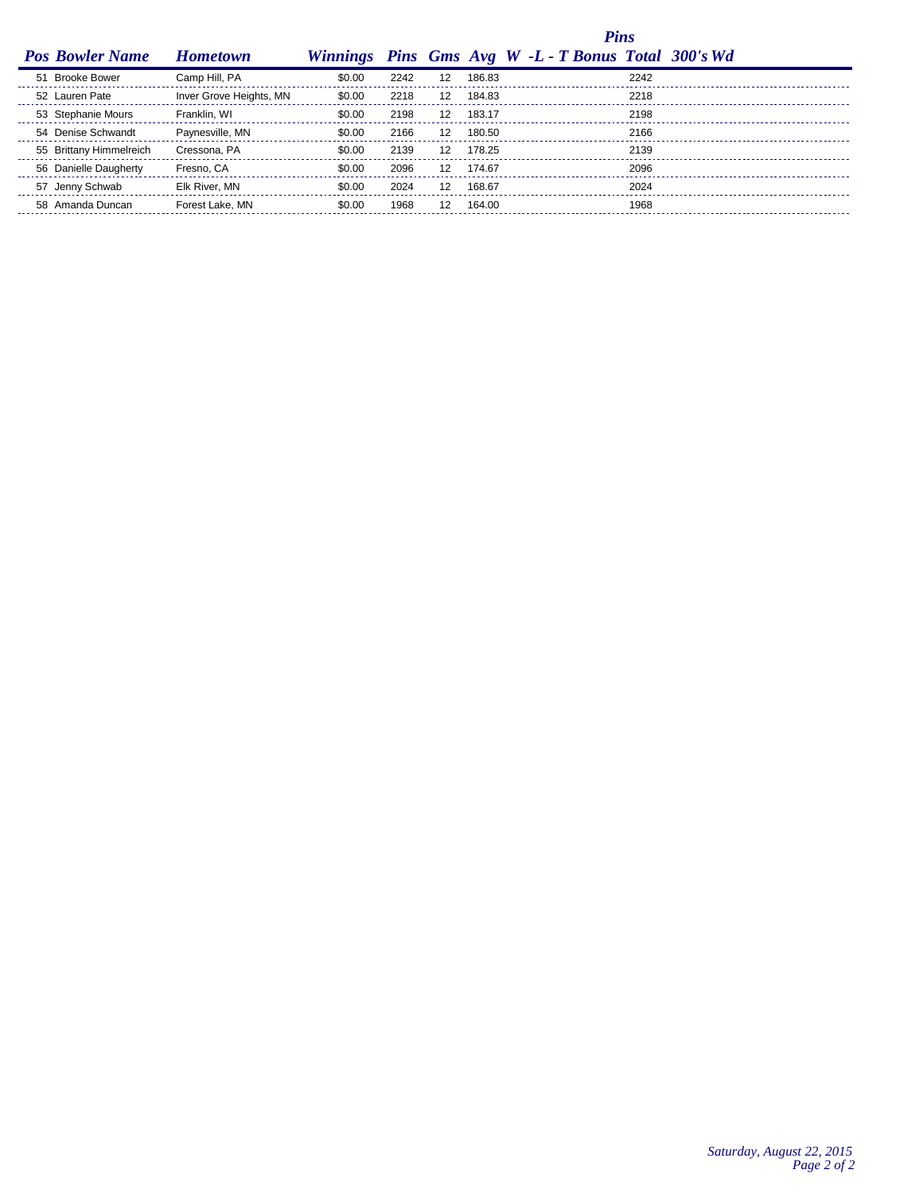| Pos | Bowler Name | Hometown | Winnings | Pins | Gms | Avg | W -L - T | Pins Bonus | Total | 300's | Wd |
|---|---|---|---|---|---|---|---|---|---|---|---|
| 51 | Brooke Bower | Camp Hill, PA | $0.00 | 2242 | 12 | 186.83 | | | 2242 | | |
| 52 | Lauren Pate | Inver Grove Heights, MN | $0.00 | 2218 | 12 | 184.83 | | | 2218 | | |
| 53 | Stephanie Mours | Franklin, WI | $0.00 | 2198 | 12 | 183.17 | | | 2198 | | |
| 54 | Denise Schwandt | Paynesville, MN | $0.00 | 2166 | 12 | 180.50 | | | 2166 | | |
| 55 | Brittany Himmelreich | Cressona, PA | $0.00 | 2139 | 12 | 178.25 | | | 2139 | | |
| 56 | Danielle Daugherty | Fresno, CA | $0.00 | 2096 | 12 | 174.67 | | | 2096 | | |
| 57 | Jenny Schwab | Elk River, MN | $0.00 | 2024 | 12 | 168.67 | | | 2024 | | |
| 58 | Amanda Duncan | Forest Lake, MN | $0.00 | 1968 | 12 | 164.00 | | | 1968 | | |

*Saturday, August 22, 2015*